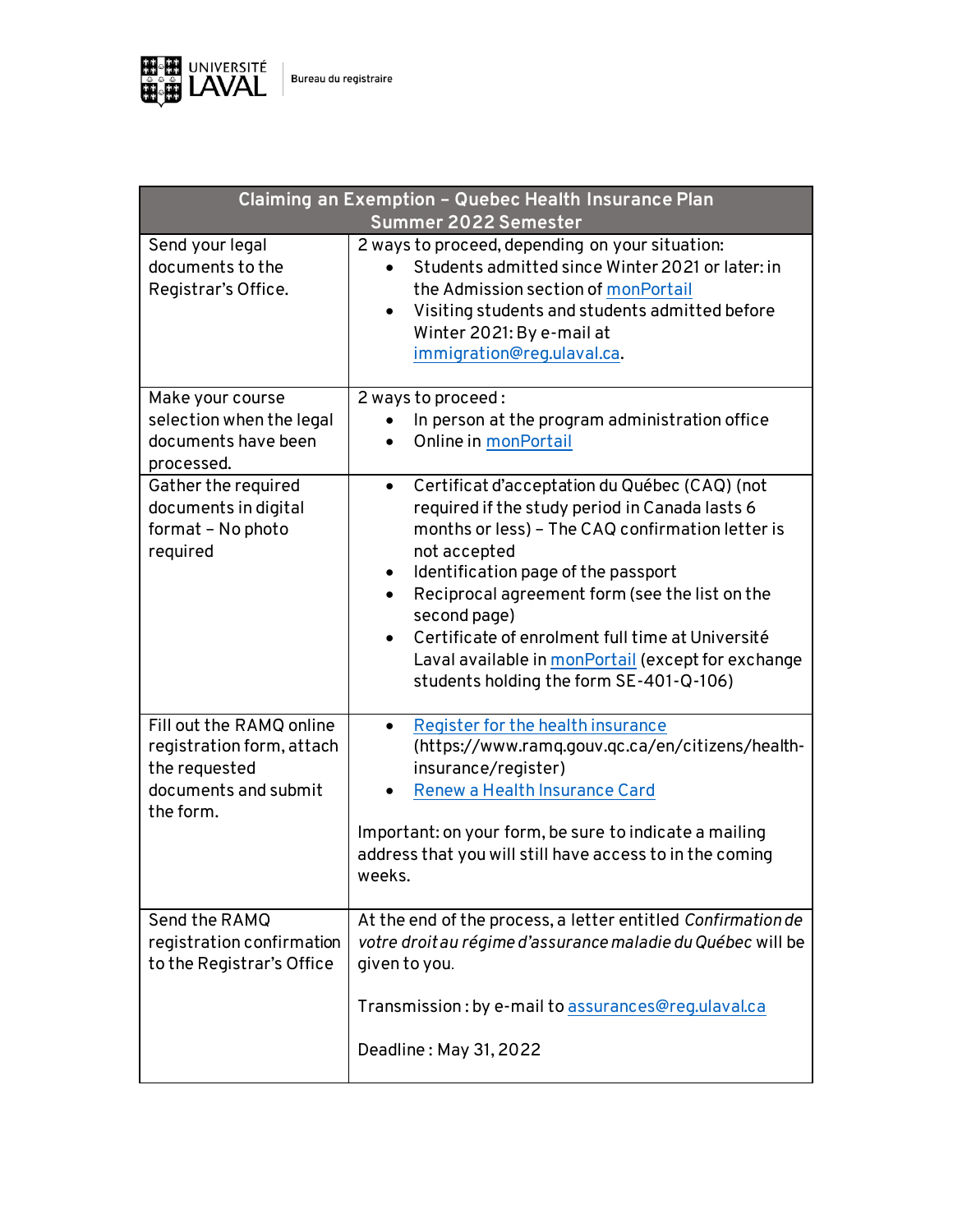Université Laval | Bureau du registraire

| Claiming an Exemption – Quebec Health Insurance Plan<br>Summer 2022 Semester | |
|---|---|
| Send your legal documents to the Registrar's Office. | 2 ways to proceed, depending on your situation:<br>• Students admitted since Winter 2021 or later: in the Admission section of monPortail<br>• Visiting students and students admitted before Winter 2021: By e-mail at immigration@reg.ulaval.ca. |
| Make your course selection when the legal documents have been processed. | 2 ways to proceed :<br>• In person at the program administration office<br>• Online in monPortail |
| Gather the required documents in digital format – No photo required | • Certificat d'acceptation du Québec (CAQ) (not required if the study period in Canada lasts 6 months or less) – The CAQ confirmation letter is not accepted<br>• Identification page of the passport<br>• Reciprocal agreement form (see the list on the second page)<br>• Certificate of enrolment full time at Université Laval available in monPortail (except for exchange students holding the form SE-401-Q-106) |
| Fill out the RAMQ online registration form, attach the requested documents and submit the form. | • Register for the health insurance (https://www.ramq.gouv.qc.ca/en/citizens/health-insurance/register)<br>• Renew a Health Insurance Card<br><br>Important: on your form, be sure to indicate a mailing address that you will still have access to in the coming weeks. |
| Send the RAMQ registration confirmation to the Registrar's Office | At the end of the process, a letter entitled *Confirmation de votre droit au régime d'assurance maladie du Québec* will be given to you.<br><br>Transmission : by e-mail to assurances@reg.ulaval.ca<br><br>Deadline : May 31, 2022 |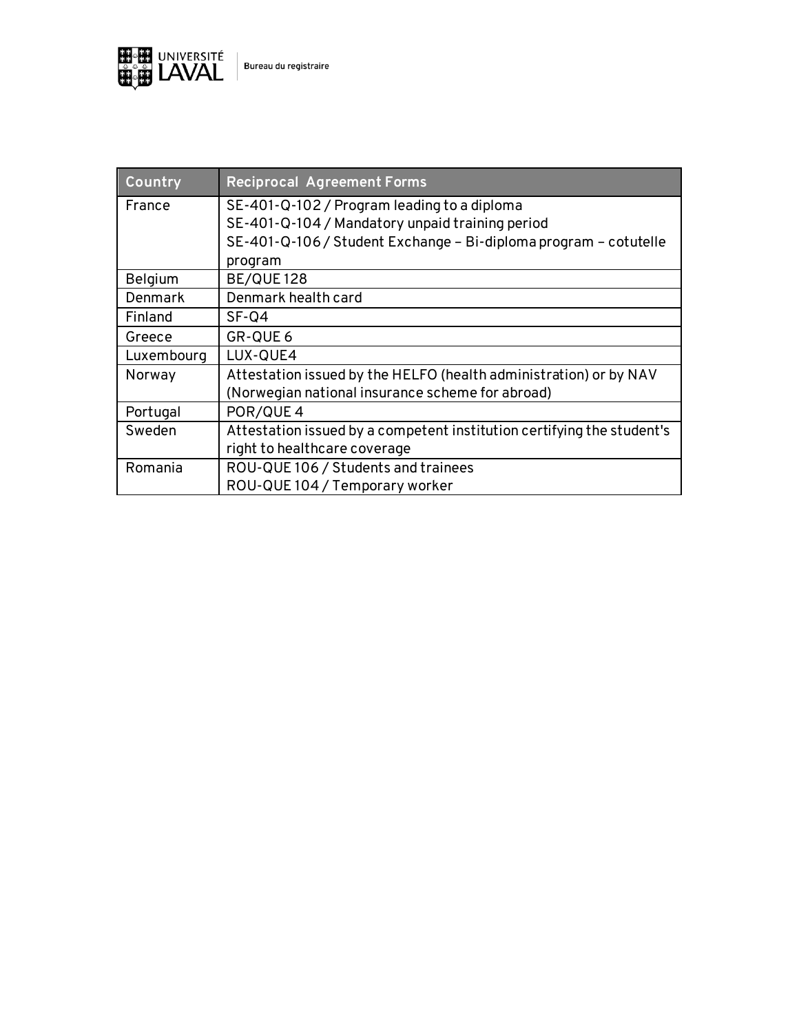| Country | Reciprocal Agreement Forms |
| --- | --- |
| France | SE-401-Q-102 / Program leading to a diploma<br>SE-401-Q-104 / Mandatory unpaid training period<br>SE-401-Q-106 / Student Exchange – Bi-diploma program – cotutelle program |
| Belgium | BE/QUE 128 |
| Denmark | Denmark health card |
| Finland | SF-Q4 |
| Greece | GR-QUE 6 |
| Luxembourg | LUX-QUE4 |
| Norway | Attestation issued by the HELFO (health administration) or by NAV (Norwegian national insurance scheme for abroad) |
| Portugal | POR/QUE 4 |
| Sweden | Attestation issued by a competent institution certifying the student's right to healthcare coverage |
| Romania | ROU-QUE 106 / Students and trainees<br>ROU-QUE 104 / Temporary worker |